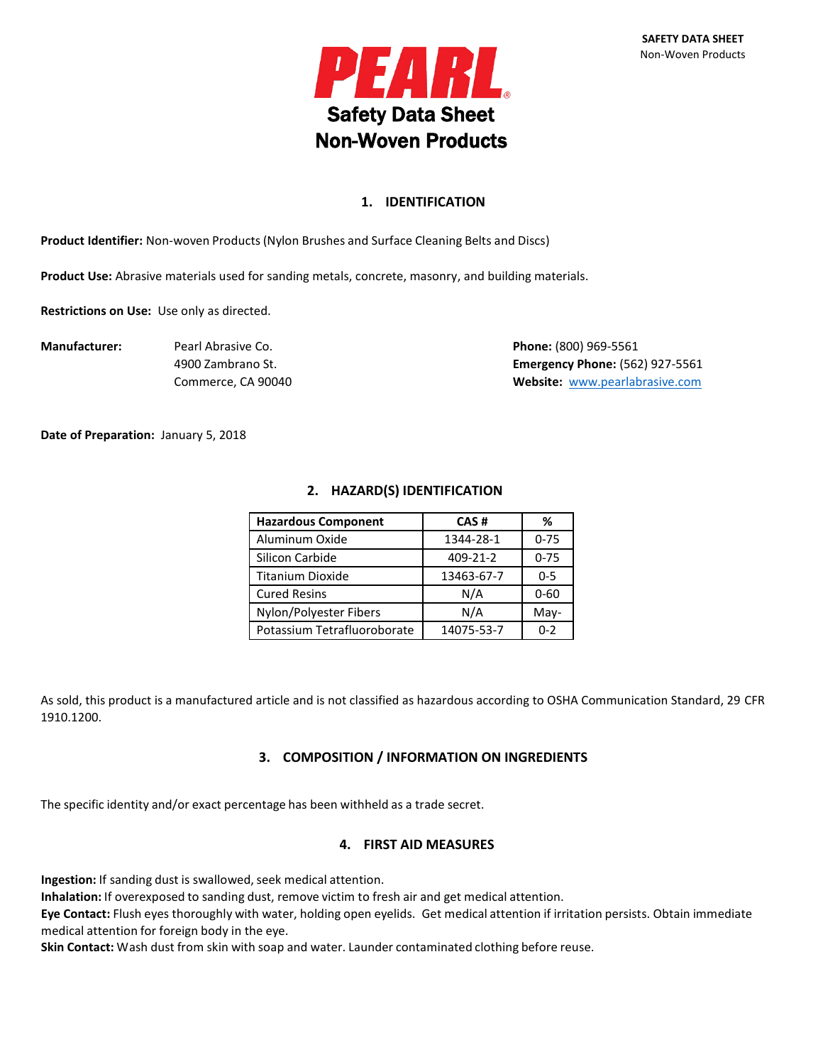# PEARL®

## Safety Data Sheet
## Non-Woven Products

### 1. IDENTIFICATION

**Product Identifier:** Non-woven Products (Nylon Brushes and Surface Cleaning Belts and Discs)

**Product Use:** Abrasive materials used for sanding metals, concrete, masonry, and building materials.

**Restrictions on Use:** Use only as directed.

**Manufacturer:**
Pearl Abrasive Co.
4900 Zambrano St.
Commerce, CA 90040

**Phone:** (800) 969-5561
**Emergency Phone:** (562) 927-5561
**Website:** www.pearlabrasive.com

**Date of Preparation:** January 5, 2018

### 2. HAZARD(S) IDENTIFICATION

| Hazardous Component | CAS # | % |
|---|---|---|
| Aluminum Oxide | 1344-28-1 | 0-75 |
| Silicon Carbide | 409-21-2 | 0-75 |
| Titanium Dioxide | 13463-67-7 | 0-5 |
| Cured Resins | N/A | 0-60 |
| Nylon/Polyester Fibers | N/A | May- |
| Potassium Tetrafluoroborate | 14075-53-7 | 0-2 |

As sold, this product is a manufactured article and is not classified as hazardous according to OSHA Communication Standard, 29 CFR 1910.1200.

### 3. COMPOSITION / INFORMATION ON INGREDIENTS

The specific identity and/or exact percentage has been withheld as a trade secret.

### 4. FIRST AID MEASURES

**Ingestion:** If sanding dust is swallowed, seek medical attention.
**Inhalation:** If overexposed to sanding dust, remove victim to fresh air and get medical attention.
**Eye Contact:** Flush eyes thoroughly with water, holding open eyelids. Get medical attention if irritation persists. Obtain immediate medical attention for foreign body in the eye.
**Skin Contact:** Wash dust from skin with soap and water. Launder contaminated clothing before reuse.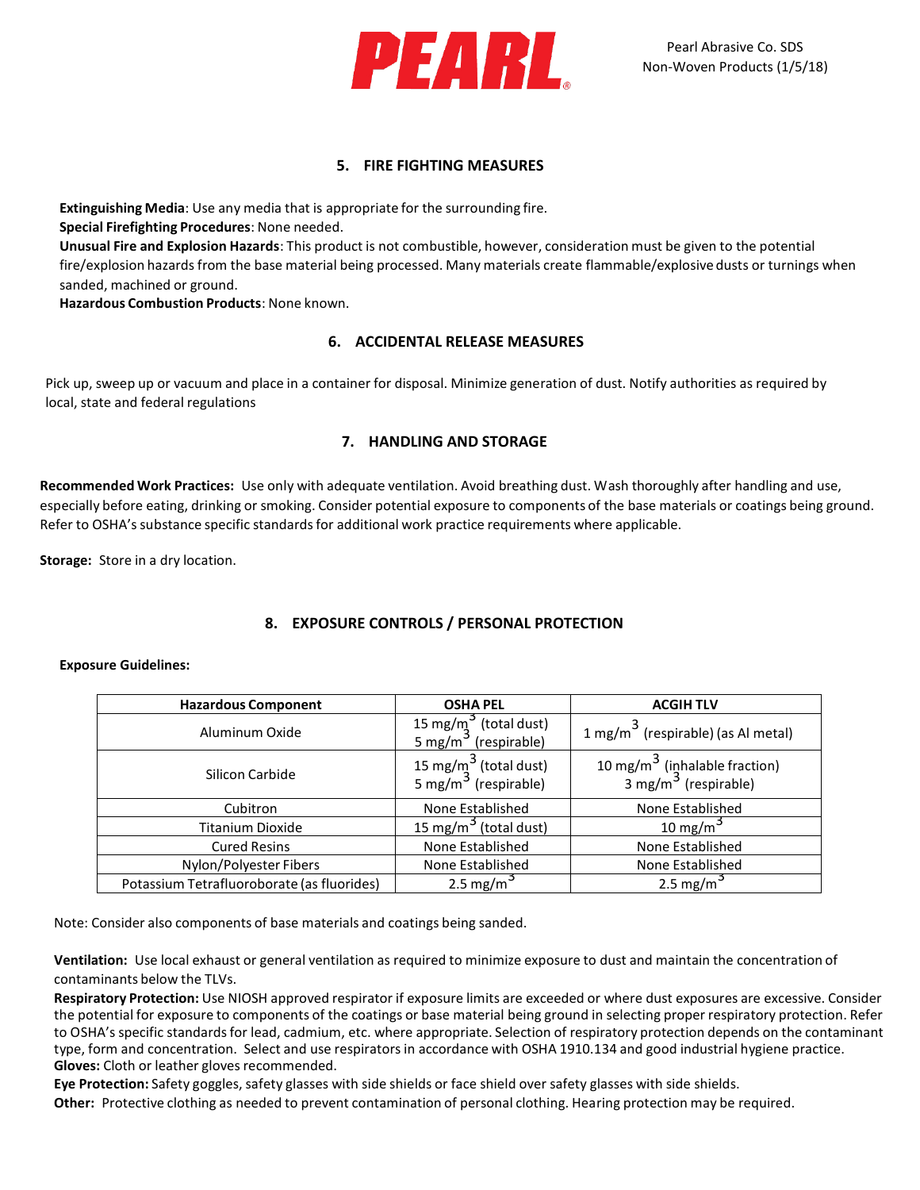## 5. FIRE FIGHTING MEASURES

**Extinguishing Media**: Use any media that is appropriate for the surrounding fire.
**Special Firefighting Procedures**: None needed.
**Unusual Fire and Explosion Hazards**: This product is not combustible, however, consideration must be given to the potential fire/explosion hazards from the base material being processed. Many materials create flammable/explosive dusts or turnings when sanded, machined or ground.
**Hazardous Combustion Products**: None known.

## 6. ACCIDENTAL RELEASE MEASURES

Pick up, sweep up or vacuum and place in a container for disposal. Minimize generation of dust. Notify authorities as required by local, state and federal regulations

## 7. HANDLING AND STORAGE

**Recommended Work Practices:** Use only with adequate ventilation. Avoid breathing dust. Wash thoroughly after handling and use, especially before eating, drinking or smoking. Consider potential exposure to components of the base materials or coatings being ground. Refer to OSHA's substance specific standards for additional work practice requirements where applicable.

**Storage:** Store in a dry location.

## 8. EXPOSURE CONTROLS / PERSONAL PROTECTION

**Exposure Guidelines:**

| Hazardous Component | OSHA PEL | ACGIH TLV |
|---|---|---|
| Aluminum Oxide | 15 mg/m$^3$ (total dust)<br>5 mg/m$^3$ (respirable) | 1 mg/m$^3$ (respirable) (as Al metal) |
| Silicon Carbide | 15 mg/m$^3$ (total dust)<br>5 mg/m$^3$ (respirable) | 10 mg/m$^3$ (inhalable fraction)<br>3 mg/m$^3$ (respirable) |
| Cubitron | None Established | None Established |
| Titanium Dioxide | 15 mg/m$^3$ (total dust) | 10 mg/m$^3$ |
| Cured Resins | None Established | None Established |
| Nylon/Polyester Fibers | None Established | None Established |
| Potassium Tetrafluoroborate (as fluorides) | 2.5 mg/m$^3$ | 2.5 mg/m$^3$ |

Note: Consider also components of base materials and coatings being sanded.

**Ventilation:** Use local exhaust or general ventilation as required to minimize exposure to dust and maintain the concentration of contaminants below the TLVs.
**Respiratory Protection:** Use NIOSH approved respirator if exposure limits are exceeded or where dust exposures are excessive. Consider the potential for exposure to components of the coatings or base material being ground in selecting proper respiratory protection. Refer to OSHA's specific standards for lead, cadmium, etc. where appropriate. Selection of respiratory protection depends on the contaminant type, form and concentration. Select and use respirators in accordance with OSHA 1910.134 and good industrial hygiene practice.
**Gloves:** Cloth or leather gloves recommended.
**Eye Protection:** Safety goggles, safety glasses with side shields or face shield over safety glasses with side shields.
**Other:** Protective clothing as needed to prevent contamination of personal clothing. Hearing protection may be required.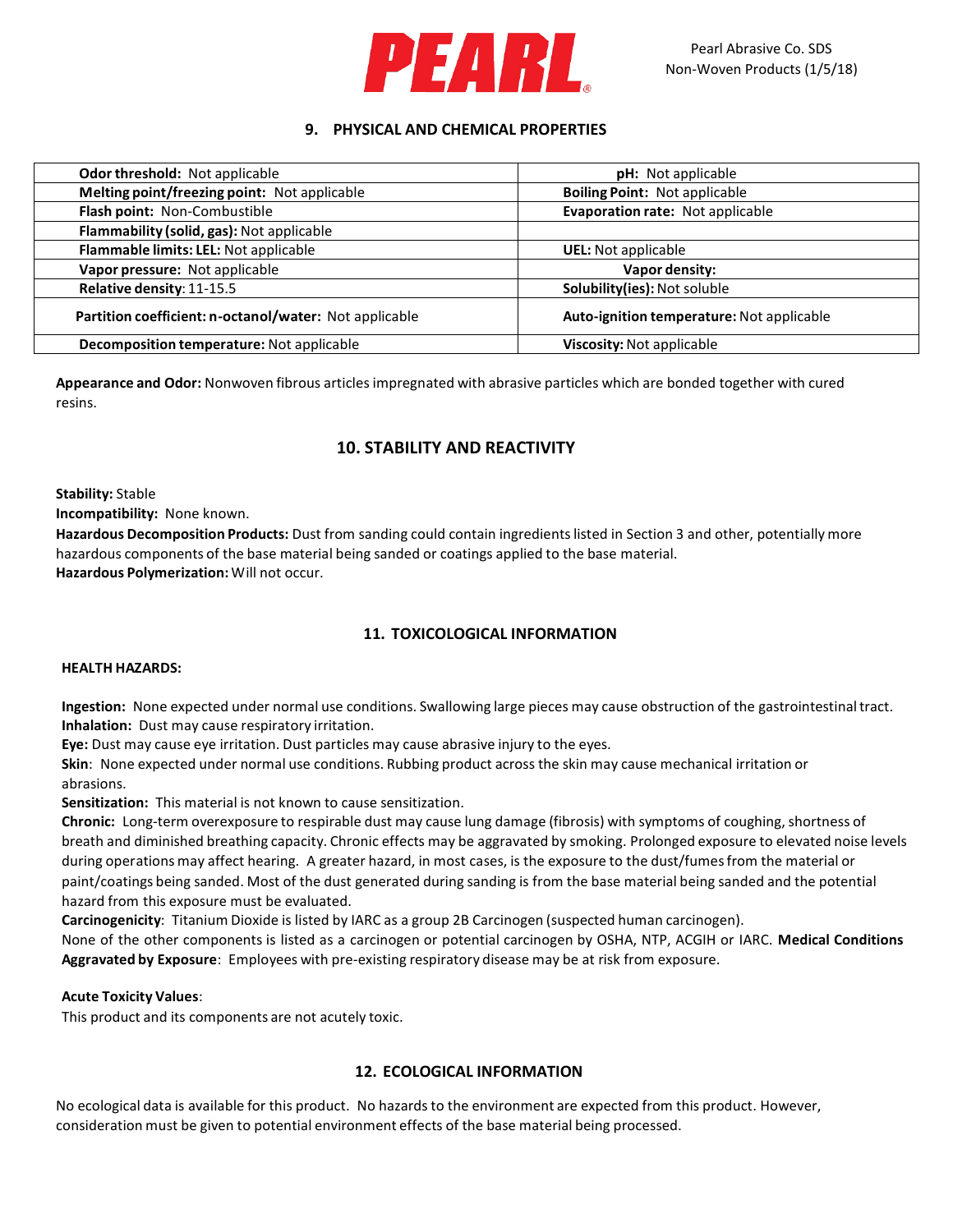## 9. PHYSICAL AND CHEMICAL PROPERTIES

| | |
|---|---|
| **Odor threshold:** Not applicable | **pH:** Not applicable |
| **Melting point/freezing point:** Not applicable | **Boiling Point:** Not applicable |
| **Flash point:** Non-Combustible | **Evaporation rate:** Not applicable |
| **Flammability (solid, gas):** Not applicable | |
| **Flammable limits: LEL:** Not applicable | **UEL:** Not applicable |
| **Vapor pressure:** Not applicable | **Vapor density:** |
| **Relative density**: 11-15.5 | **Solubility(ies):** Not soluble |
| **Partition coefficient: n-octanol/water:** Not applicable | **Auto-ignition temperature:** Not applicable |
| **Decomposition temperature:** Not applicable | **Viscosity:** Not applicable |

**Appearance and Odor:** Nonwoven fibrous articles impregnated with abrasive particles which are bonded together with cured resins.

## 10. STABILITY AND REACTIVITY

**Stability:** Stable
**Incompatibility:** None known.
**Hazardous Decomposition Products:** Dust from sanding could contain ingredients listed in Section 3 and other, potentially more hazardous components of the base material being sanded or coatings applied to the base material.
**Hazardous Polymerization:** Will not occur.

## 11. TOXICOLOGICAL INFORMATION

**HEALTH HAZARDS:**

**Ingestion:** None expected under normal use conditions. Swallowing large pieces may cause obstruction of the gastrointestinal tract.
**Inhalation:** Dust may cause respiratory irritation.
**Eye:** Dust may cause eye irritation. Dust particles may cause abrasive injury to the eyes.
**Skin**: None expected under normal use conditions. Rubbing product across the skin may cause mechanical irritation or abrasions.
**Sensitization:** This material is not known to cause sensitization.
**Chronic:** Long-term overexposure to respirable dust may cause lung damage (fibrosis) with symptoms of coughing, shortness of breath and diminished breathing capacity. Chronic effects may be aggravated by smoking. Prolonged exposure to elevated noise levels during operations may affect hearing. A greater hazard, in most cases, is the exposure to the dust/fumes from the material or paint/coatings being sanded. Most of the dust generated during sanding is from the base material being sanded and the potential hazard from this exposure must be evaluated.
**Carcinogenicity**: Titanium Dioxide is listed by IARC as a group 2B Carcinogen (suspected human carcinogen).
None of the other components is listed as a carcinogen or potential carcinogen by OSHA, NTP, ACGIH or IARC. **Medical Conditions Aggravated by Exposure**: Employees with pre-existing respiratory disease may be at risk from exposure.

**Acute Toxicity Values**:
This product and its components are not acutely toxic.

## 12. ECOLOGICAL INFORMATION

No ecological data is available for this product. No hazards to the environment are expected from this product. However, consideration must be given to potential environment effects of the base material being processed.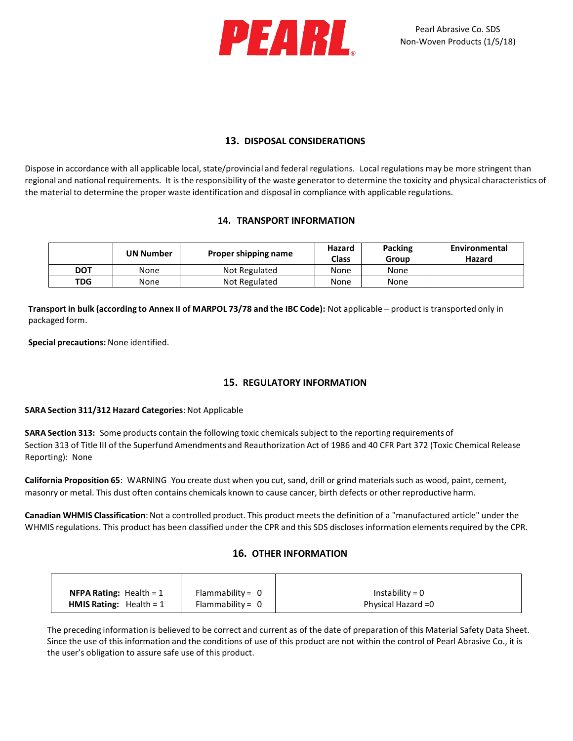## 13. DISPOSAL CONSIDERATIONS

Dispose in accordance with all applicable local, state/provincial and federal regulations. Local regulations may be more stringent than regional and national requirements. It is the responsibility of the waste generator to determine the toxicity and physical characteristics of the material to determine the proper waste identification and disposal in compliance with applicable regulations.

## 14. TRANSPORT INFORMATION

| | UN Number | Proper shipping name | Hazard Class | Packing Group | Environmental Hazard |
|---|---|---|---|---|---|
| **DOT** | None | Not Regulated | None | None | |
| **TDG** | None | Not Regulated | None | None | |

**Transport in bulk (according to Annex II of MARPOL 73/78 and the IBC Code):** Not applicable – product is transported only in packaged form.

**Special precautions:** None identified.

## 15. REGULATORY INFORMATION

**SARA Section 311/312 Hazard Categories**: Not Applicable

**SARA Section 313:** Some products contain the following toxic chemicals subject to the reporting requirements of Section 313 of Title III of the Superfund Amendments and Reauthorization Act of 1986 and 40 CFR Part 372 (Toxic Chemical Release Reporting): None

**California Proposition 65**: WARNING You create dust when you cut, sand, drill or grind materials such as wood, paint, cement, masonry or metal. This dust often contains chemicals known to cause cancer, birth defects or other reproductive harm.

**Canadian WHMIS Classification**: Not a controlled product. This product meets the definition of a "manufactured article" under the WHMIS regulations. This product has been classified under the CPR and this SDS discloses information elements required by the CPR.

## 16. OTHER INFORMATION

| | | |
|---|---|---|
| **NFPA Rating:** Health = 1 | Flammability = 0 | Instability = 0 |
| **HMIS Rating:** Health = 1 | Flammability = 0 | Physical Hazard =0 |

The preceding information is believed to be correct and current as of the date of preparation of this Material Safety Data Sheet. Since the use of this information and the conditions of use of this product are not within the control of Pearl Abrasive Co., it is the user's obligation to assure safe use of this product.